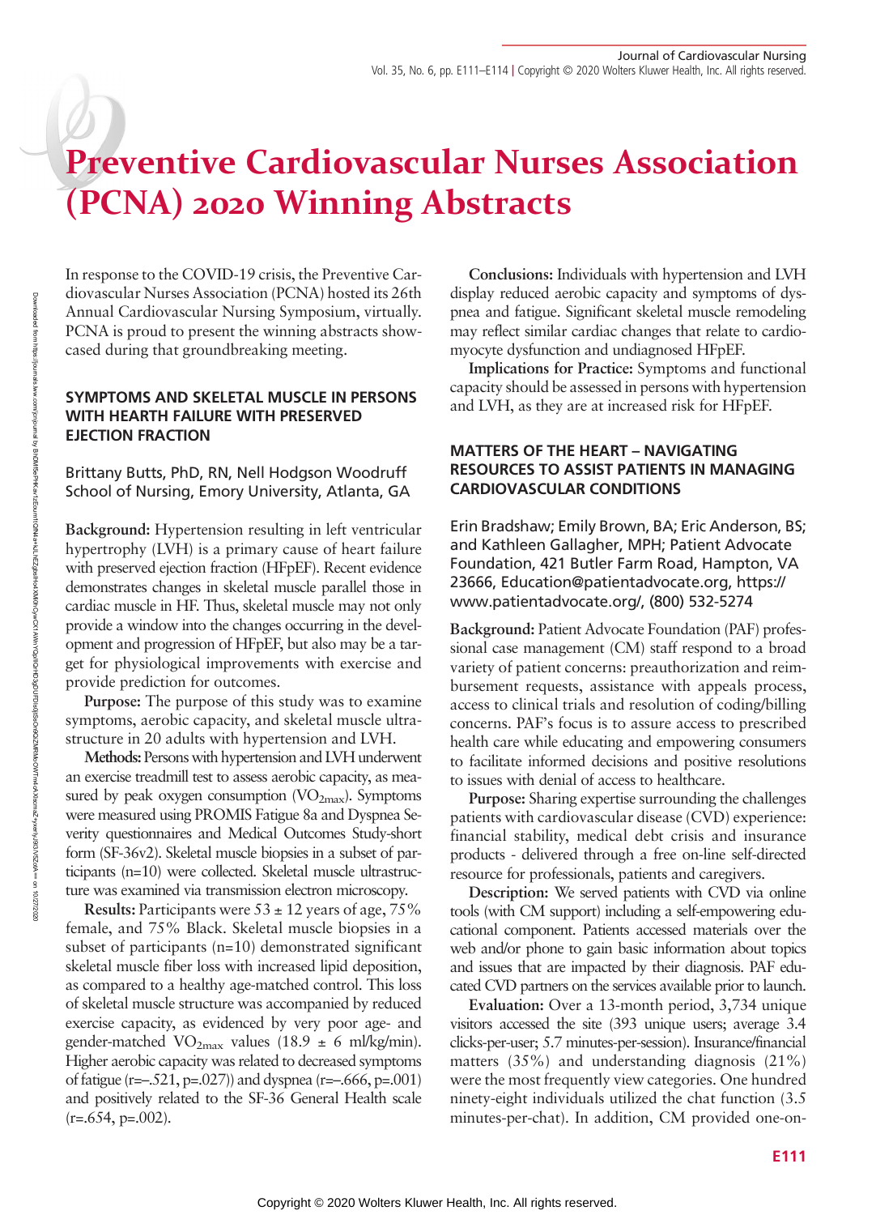# Preventive Cardiovascular Nurses Association (PCNA) 2020 Winning Abstracts

In response to the COVID-19 crisis, the Preventive Cardiovascular Nurses Association (PCNA) hosted its 26th Annual Cardiovascular Nursing Symposium, virtually. PCNA is proud to present the winning abstracts showcased during that groundbreaking meeting.

## SYMPTOMS AND SKELETAL MUSCLE IN PERSONS WITH HEARTH FAILURE WITH PRESERVED EJECTION FRACTION

Brittany Butts, PhD, RN, Nell Hodgson Woodruff School of Nursing, Emory University, Atlanta, GA

**Background:** Hypertension resulting in left ventricular hypertrophy (LVH) is a primary cause of heart failure with preserved ejection fraction (HFpEF). Recent evidence demonstrates changes in skeletal muscle parallel those in cardiac muscle in HF. Thus, skeletal muscle may not only provide a window into the changes occurring in the development and progression of HFpEF, but also may be a target for physiological improvements with exercise and provide prediction for outcomes.

**Purpose:** The purpose of this study was to examine symptoms, aerobic capacity, and skeletal muscle ultrastructure in 20 adults with hypertension and LVH.

**Methods:** Persons with hypertension and LVH underwent an exercise treadmill test to assess aerobic capacity, as measured by peak oxygen consumption ($VO_{2max}$). Symptoms were measured using PROMIS Fatigue 8a and Dyspnea Severity questionnaires and Medical Outcomes Study-short form (SF-36v2). Skeletal muscle biopsies in a subset of participants (n=10) were collected. Skeletal muscle ultrastructure was examined via transmission electron microscopy.

**Results:** Participants were 53 ± 12 years of age, 75% female, and 75% Black. Skeletal muscle biopsies in a subset of participants (n=10) demonstrated significant skeletal muscle fiber loss with increased lipid deposition, as compared to a healthy age-matched control. This loss of skeletal muscle structure was accompanied by reduced exercise capacity, as evidenced by very poor age- and gender-matched $VO_{2max}$ values (18.9 ± 6 ml/kg/min). Higher aerobic capacity was related to decreased symptoms of fatigue (r=–.521, p=.027)) and dyspnea (r=–.666, p=.001) and positively related to the SF-36 General Health scale (r=.654, p=.002).

**Conclusions:** Individuals with hypertension and LVH display reduced aerobic capacity and symptoms of dyspnea and fatigue. Significant skeletal muscle remodeling may reflect similar cardiac changes that relate to cardiomyocyte dysfunction and undiagnosed HFpEF.

**Implications for Practice:** Symptoms and functional capacity should be assessed in persons with hypertension and LVH, as they are at increased risk for HFpEF.

## MATTERS OF THE HEART – NAVIGATING RESOURCES TO ASSIST PATIENTS IN MANAGING CARDIOVASCULAR CONDITIONS

Erin Bradshaw; Emily Brown, BA; Eric Anderson, BS; and Kathleen Gallagher, MPH; Patient Advocate Foundation, 421 Butler Farm Road, Hampton, VA 23666, Education@patientadvocate.org, https://www.patientadvocate.org/, (800) 532-5274

**Background:** Patient Advocate Foundation (PAF) professional case management (CM) staff respond to a broad variety of patient concerns: preauthorization and reimbursement requests, assistance with appeals process, access to clinical trials and resolution of coding/billing concerns. PAF's focus is to assure access to prescribed health care while educating and empowering consumers to facilitate informed decisions and positive resolutions to issues with denial of access to healthcare.

**Purpose:** Sharing expertise surrounding the challenges patients with cardiovascular disease (CVD) experience: financial stability, medical debt crisis and insurance products - delivered through a free on-line self-directed resource for professionals, patients and caregivers.

**Description:** We served patients with CVD via online tools (with CM support) including a self-empowering educational component. Patients accessed materials over the web and/or phone to gain basic information about topics and issues that are impacted by their diagnosis. PAF educated CVD partners on the services available prior to launch.

**Evaluation:** Over a 13-month period, 3,734 unique visitors accessed the site (393 unique users; average 3.4 clicks-per-user; 5.7 minutes-per-session). Insurance/financial matters (35%) and understanding diagnosis (21%) were the most frequently view categories. One hundred ninety-eight individuals utilized the chat function (3.5 minutes-per-chat). In addition, CM provided one-on-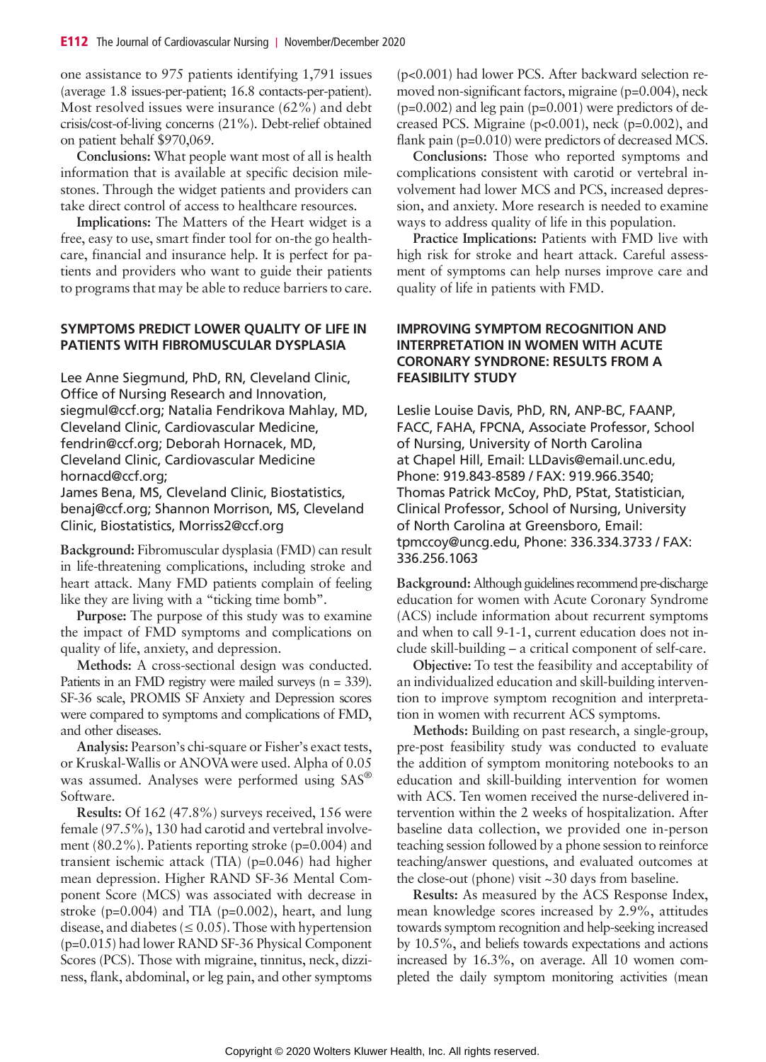one assistance to 975 patients identifying 1,791 issues (average 1.8 issues-per-patient; 16.8 contacts-per-patient). Most resolved issues were insurance (62%) and debt crisis/cost-of-living concerns (21%). Debt-relief obtained on patient behalf $970,069.

**Conclusions:** What people want most of all is health information that is available at specific decision milestones. Through the widget patients and providers can take direct control of access to healthcare resources.

**Implications:** The Matters of the Heart widget is a free, easy to use, smart finder tool for on-the go healthcare, financial and insurance help. It is perfect for patients and providers who want to guide their patients to programs that may be able to reduce barriers to care.

## SYMPTOMS PREDICT LOWER QUALITY OF LIFE IN PATIENTS WITH FIBROMUSCULAR DYSPLASIA

Lee Anne Siegmund, PhD, RN, Cleveland Clinic, Office of Nursing Research and Innovation, siegmul@ccf.org; Natalia Fendrikova Mahlay, MD, Cleveland Clinic, Cardiovascular Medicine, fendrin@ccf.org; Deborah Hornacek, MD, Cleveland Clinic, Cardiovascular Medicine hornacd@ccf.org;
James Bena, MS, Cleveland Clinic, Biostatistics, benaj@ccf.org; Shannon Morrison, MS, Cleveland Clinic, Biostatistics, Morriss2@ccf.org

**Background:** Fibromuscular dysplasia (FMD) can result in life-threatening complications, including stroke and heart attack. Many FMD patients complain of feeling like they are living with a "ticking time bomb".

**Purpose:** The purpose of this study was to examine the impact of FMD symptoms and complications on quality of life, anxiety, and depression.

**Methods:** A cross-sectional design was conducted. Patients in an FMD registry were mailed surveys (n = 339). SF-36 scale, PROMIS SF Anxiety and Depression scores were compared to symptoms and complications of FMD, and other diseases.

**Analysis:** Pearson's chi-square or Fisher's exact tests, or Kruskal-Wallis or ANOVA were used. Alpha of 0.05 was assumed. Analyses were performed using SAS® Software.

**Results:** Of 162 (47.8%) surveys received, 156 were female (97.5%), 130 had carotid and vertebral involvement (80.2%). Patients reporting stroke ($p=0.004$) and transient ischemic attack (TIA) ($p=0.046$) had higher mean depression. Higher RAND SF-36 Mental Component Score (MCS) was associated with decrease in stroke ($p=0.004$) and TIA ($p=0.002$), heart, and lung disease, and diabetes ($\leq 0.05$). Those with hypertension ($p=0.015$) had lower RAND SF-36 Physical Component Scores (PCS). Those with migraine, tinnitus, neck, dizziness, flank, abdominal, or leg pain, and other symptoms ($p<0.001$) had lower PCS. After backward selection removed non-significant factors, migraine ($p=0.004$), neck ($p=0.002$) and leg pain ($p=0.001$) were predictors of decreased PCS. Migraine ($p<0.001$), neck ($p=0.002$), and flank pain ($p=0.010$) were predictors of decreased MCS.

**Conclusions:** Those who reported symptoms and complications consistent with carotid or vertebral involvement had lower MCS and PCS, increased depression, and anxiety. More research is needed to examine ways to address quality of life in this population.

**Practice Implications:** Patients with FMD live with high risk for stroke and heart attack. Careful assessment of symptoms can help nurses improve care and quality of life in patients with FMD.

## IMPROVING SYMPTOM RECOGNITION AND INTERPRETATION IN WOMEN WITH ACUTE CORONARY SYNDROME: RESULTS FROM A FEASIBILITY STUDY

Leslie Louise Davis, PhD, RN, ANP-BC, FAANP, FACC, FAHA, FPCNA, Associate Professor, School of Nursing, University of North Carolina at Chapel Hill, Email: LLDavis@email.unc.edu, Phone: 919.843-8589 / FAX: 919.966.3540; Thomas Patrick McCoy, PhD, PStat, Statistician, Clinical Professor, School of Nursing, University of North Carolina at Greensboro, Email: tpmccoy@uncg.edu, Phone: 336.334.3733 / FAX: 336.256.1063

**Background:** Although guidelines recommend pre-discharge education for women with Acute Coronary Syndrome (ACS) include information about recurrent symptoms and when to call 9-1-1, current education does not include skill-building – a critical component of self-care.

**Objective:** To test the feasibility and acceptability of an individualized education and skill-building intervention to improve symptom recognition and interpretation in women with recurrent ACS symptoms.

**Methods:** Building on past research, a single-group, pre-post feasibility study was conducted to evaluate the addition of symptom monitoring notebooks to an education and skill-building intervention for women with ACS. Ten women received the nurse-delivered intervention within the 2 weeks of hospitalization. After baseline data collection, we provided one in-person teaching session followed by a phone session to reinforce teaching/answer questions, and evaluated outcomes at the close-out (phone) visit ~30 days from baseline.

**Results:** As measured by the ACS Response Index, mean knowledge scores increased by 2.9%, attitudes towards symptom recognition and help-seeking increased by 10.5%, and beliefs towards expectations and actions increased by 16.3%, on average. All 10 women completed the daily symptom monitoring activities (mean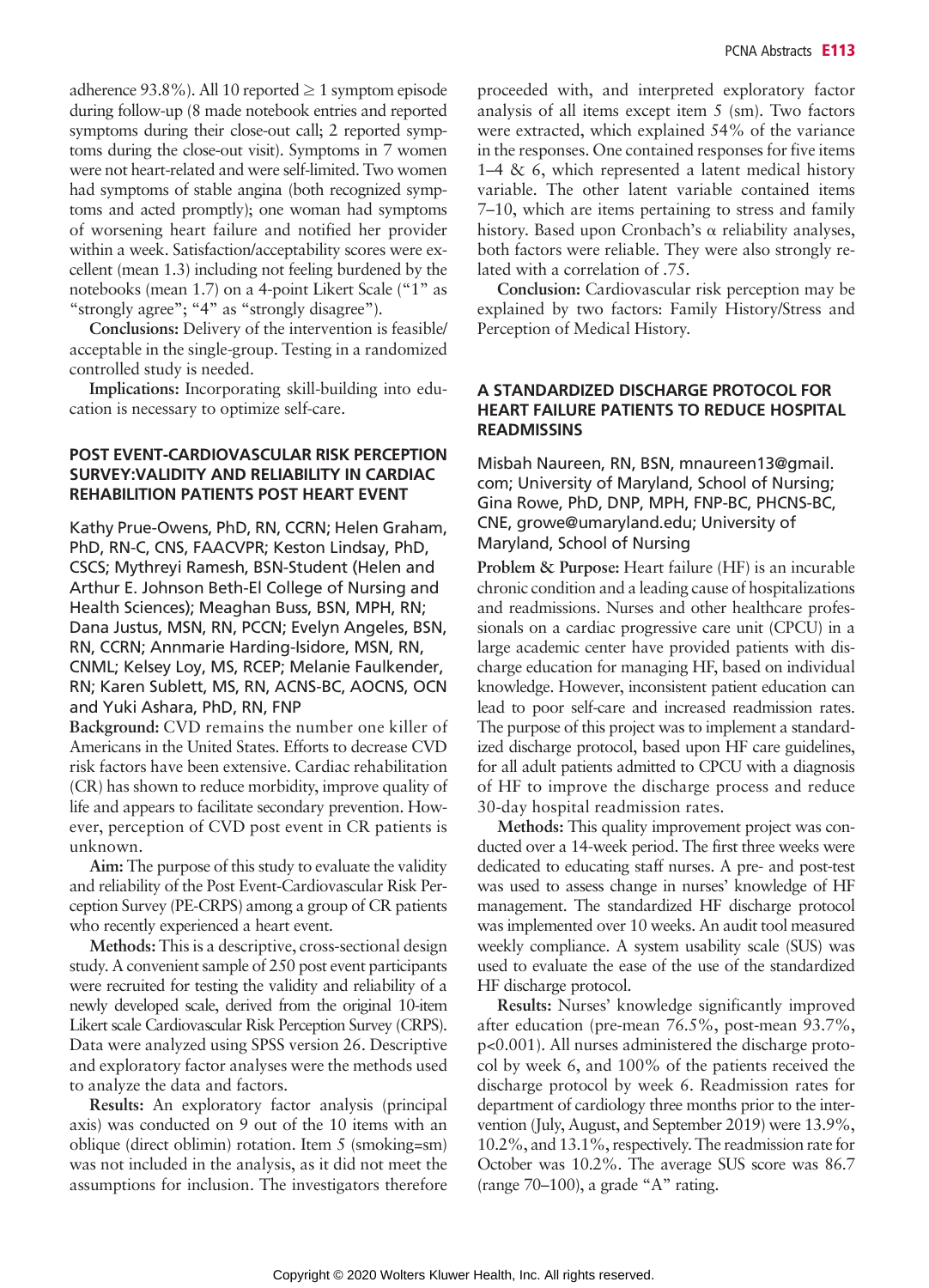adherence 93.8%). All 10 reported ≥ 1 symptom episode during follow-up (8 made notebook entries and reported symptoms during their close-out call; 2 reported symptoms during the close-out visit). Symptoms in 7 women were not heart-related and were self-limited. Two women had symptoms of stable angina (both recognized symptoms and acted promptly); one woman had symptoms of worsening heart failure and notified her provider within a week. Satisfaction/acceptability scores were excellent (mean 1.3) including not feeling burdened by the notebooks (mean 1.7) on a 4-point Likert Scale ("1" as "strongly agree"; "4" as "strongly disagree").

**Conclusions:** Delivery of the intervention is feasible/acceptable in the single-group. Testing in a randomized controlled study is needed.

**Implications:** Incorporating skill-building into education is necessary to optimize self-care.

## POST EVENT-CARDIOVASCULAR RISK PERCEPTION SURVEY:VALIDITY AND RELIABILITY IN CARDIAC REHABILITATION PATIENTS POST HEART EVENT

Kathy Prue-Owens, PhD, RN, CCRN; Helen Graham, PhD, RN-C, CNS, FAACVPR; Keston Lindsay, PhD, CSCS; Mythreyi Ramesh, BSN-Student (Helen and Arthur E. Johnson Beth-El College of Nursing and Health Sciences); Meaghan Buss, BSN, MPH, RN; Dana Justus, MSN, RN, PCCN; Evelyn Angeles, BSN, RN, CCRN; Annmarie Harding-Isidore, MSN, RN, CNML; Kelsey Loy, MS, RCEP; Melanie Faulkender, RN; Karen Sublett, MS, RN, ACNS-BC, AOCNS, OCN and Yuki Ashara, PhD, RN, FNP

**Background:** CVD remains the number one killer of Americans in the United States. Efforts to decrease CVD risk factors have been extensive. Cardiac rehabilitation (CR) has shown to reduce morbidity, improve quality of life and appears to facilitate secondary prevention. However, perception of CVD post event in CR patients is unknown.

**Aim:** The purpose of this study to evaluate the validity and reliability of the Post Event-Cardiovascular Risk Perception Survey (PE-CRPS) among a group of CR patients who recently experienced a heart event.

**Methods:** This is a descriptive, cross-sectional design study. A convenient sample of 250 post event participants were recruited for testing the validity and reliability of a newly developed scale, derived from the original 10-item Likert scale Cardiovascular Risk Perception Survey (CRPS). Data were analyzed using SPSS version 26. Descriptive and exploratory factor analyses were the methods used to analyze the data and factors.

**Results:** An exploratory factor analysis (principal axis) was conducted on 9 out of the 10 items with an oblique (direct oblimin) rotation. Item 5 (smoking=sm) was not included in the analysis, as it did not meet the assumptions for inclusion. The investigators therefore proceeded with, and interpreted exploratory factor analysis of all items except item 5 (sm). Two factors were extracted, which explained 54% of the variance in the responses. One contained responses for five items 1–4 & 6, which represented a latent medical history variable. The other latent variable contained items 7–10, which are items pertaining to stress and family history. Based upon Cronbach's α reliability analyses, both factors were reliable. They were also strongly related with a correlation of .75.

**Conclusion:** Cardiovascular risk perception may be explained by two factors: Family History/Stress and Perception of Medical History.

## A STANDARDIZED DISCHARGE PROTOCOL FOR HEART FAILURE PATIENTS TO REDUCE HOSPITAL READMISSINS

Misbah Naureen, RN, BSN, mnaureen13@gmail.com; University of Maryland, School of Nursing; Gina Rowe, PhD, DNP, MPH, FNP-BC, PHCNS-BC, CNE, growe@umaryland.edu; University of Maryland, School of Nursing

**Problem & Purpose:** Heart failure (HF) is an incurable chronic condition and a leading cause of hospitalizations and readmissions. Nurses and other healthcare professionals on a cardiac progressive care unit (CPCU) in a large academic center have provided patients with discharge education for managing HF, based on individual knowledge. However, inconsistent patient education can lead to poor self-care and increased readmission rates. The purpose of this project was to implement a standardized discharge protocol, based upon HF care guidelines, for all adult patients admitted to CPCU with a diagnosis of HF to improve the discharge process and reduce 30-day hospital readmission rates.

**Methods:** This quality improvement project was conducted over a 14-week period. The first three weeks were dedicated to educating staff nurses. A pre- and post-test was used to assess change in nurses' knowledge of HF management. The standardized HF discharge protocol was implemented over 10 weeks. An audit tool measured weekly compliance. A system usability scale (SUS) was used to evaluate the ease of the use of the standardized HF discharge protocol.

**Results:** Nurses' knowledge significantly improved after education (pre-mean 76.5%, post-mean 93.7%, $p<0.001$). All nurses administered the discharge protocol by week 6, and 100% of the patients received the discharge protocol by week 6. Readmission rates for department of cardiology three months prior to the intervention (July, August, and September 2019) were 13.9%, 10.2%, and 13.1%, respectively. The readmission rate for October was 10.2%. The average SUS score was 86.7 (range 70–100), a grade "A" rating.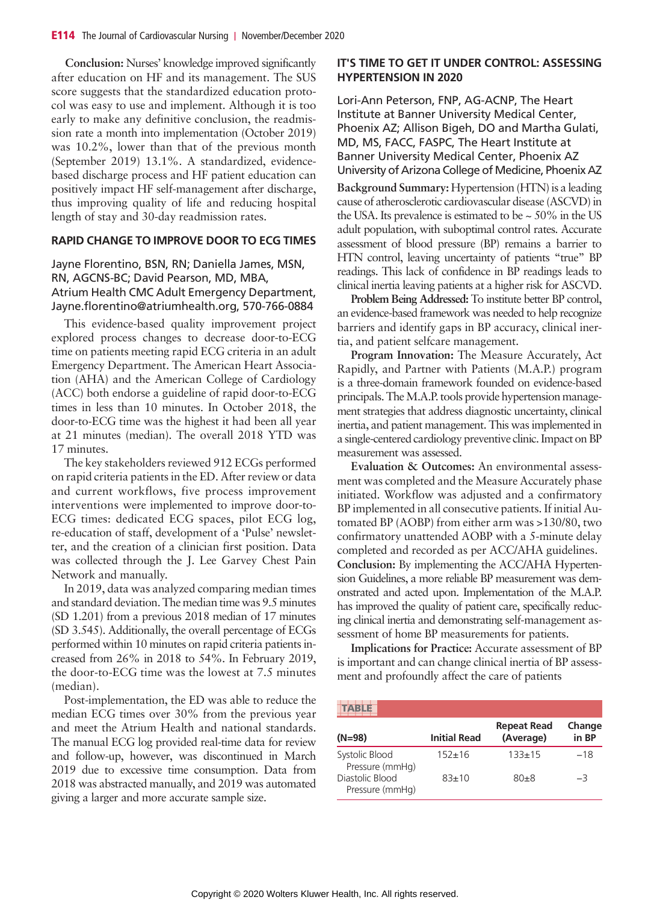**Conclusion:** Nurses' knowledge improved significantly after education on HF and its management. The SUS score suggests that the standardized education protocol was easy to use and implement. Although it is too early to make any definitive conclusion, the readmission rate a month into implementation (October 2019) was 10.2%, lower than that of the previous month (September 2019) 13.1%. A standardized, evidence-based discharge process and HF patient education can positively impact HF self-management after discharge, thus improving quality of life and reducing hospital length of stay and 30-day readmission rates.

## RAPID CHANGE TO IMPROVE DOOR TO ECG TIMES

Jayne Florentino, BSN, RN; Daniella James, MSN, RN, AGCNS-BC; David Pearson, MD, MBA, Atrium Health CMC Adult Emergency Department, Jayne.florentino@atriumhealth.org, 570-766-0884

This evidence-based quality improvement project explored process changes to decrease door-to-ECG time on patients meeting rapid ECG criteria in an adult Emergency Department. The American Heart Association (AHA) and the American College of Cardiology (ACC) both endorse a guideline of rapid door-to-ECG times in less than 10 minutes. In October 2018, the door-to-ECG time was the highest it had been all year at 21 minutes (median). The overall 2018 YTD was 17 minutes.

The key stakeholders reviewed 912 ECGs performed on rapid criteria patients in the ED. After review or data and current workflows, five process improvement interventions were implemented to improve door-to-ECG times: dedicated ECG spaces, pilot ECG log, re-education of staff, development of a 'Pulse' newsletter, and the creation of a clinician first position. Data was collected through the J. Lee Garvey Chest Pain Network and manually.

In 2019, data was analyzed comparing median times and standard deviation. The median time was 9.5 minutes (SD 1.201) from a previous 2018 median of 17 minutes (SD 3.545). Additionally, the overall percentage of ECGs performed within 10 minutes on rapid criteria patients increased from 26% in 2018 to 54%. In February 2019, the door-to-ECG time was the lowest at 7.5 minutes (median).

Post-implementation, the ED was able to reduce the median ECG times over 30% from the previous year and meet the Atrium Health and national standards. The manual ECG log provided real-time data for review and follow-up, however, was discontinued in March 2019 due to excessive time consumption. Data from 2018 was abstracted manually, and 2019 was automated giving a larger and more accurate sample size.

## IT'S TIME TO GET IT UNDER CONTROL: ASSESSING HYPERTENSION IN 2020

Lori-Ann Peterson, FNP, AG-ACNP, The Heart Institute at Banner University Medical Center, Phoenix AZ; Allison Bigeh, DO and Martha Gulati, MD, MS, FACC, FASPC, The Heart Institute at Banner University Medical Center, Phoenix AZ University of Arizona College of Medicine, Phoenix AZ

**Background Summary:** Hypertension (HTN) is a leading cause of atherosclerotic cardiovascular disease (ASCVD) in the USA. Its prevalence is estimated to be ~ 50% in the US adult population, with suboptimal control rates. Accurate assessment of blood pressure (BP) remains a barrier to HTN control, leaving uncertainty of patients "true" BP readings. This lack of confidence in BP readings leads to clinical inertia leaving patients at a higher risk for ASCVD.

**Problem Being Addressed:** To institute better BP control, an evidence-based framework was needed to help recognize barriers and identify gaps in BP accuracy, clinical inertia, and patient selfcare management.

**Program Innovation:** The Measure Accurately, Act Rapidly, and Partner with Patients (M.A.P.) program is a three-domain framework founded on evidence-based principals. The M.A.P. tools provide hypertension management strategies that address diagnostic uncertainty, clinical inertia, and patient management. This was implemented in a single-centered cardiology preventive clinic. Impact on BP measurement was assessed.

**Evaluation & Outcomes:** An environmental assessment was completed and the Measure Accurately phase initiated. Workflow was adjusted and a confirmatory BP implemented in all consecutive patients. If initial Automated BP (AOBP) from either arm was >130/80, two confirmatory unattended AOBP with a 5-minute delay completed and recorded as per ACC/AHA guidelines.

**Conclusion:** By implementing the ACC/AHA Hypertension Guidelines, a more reliable BP measurement was demonstrated and acted upon. Implementation of the M.A.P. has improved the quality of patient care, specifically reducing clinical inertia and demonstrating self-management assessment of home BP measurements for patients.

**Implications for Practice:** Accurate assessment of BP is important and can change clinical inertia of BP assessment and profoundly affect the care of patients

TABLE

| (N=98) | Initial Read | Repeat Read (Average) | Change in BP |
|---|---|---|---|
| Systolic Blood Pressure (mmHg) | 152±16 | 133±15 | −18 |
| Diastolic Blood Pressure (mmHg) | 83±10 | 80±8 | −3 |